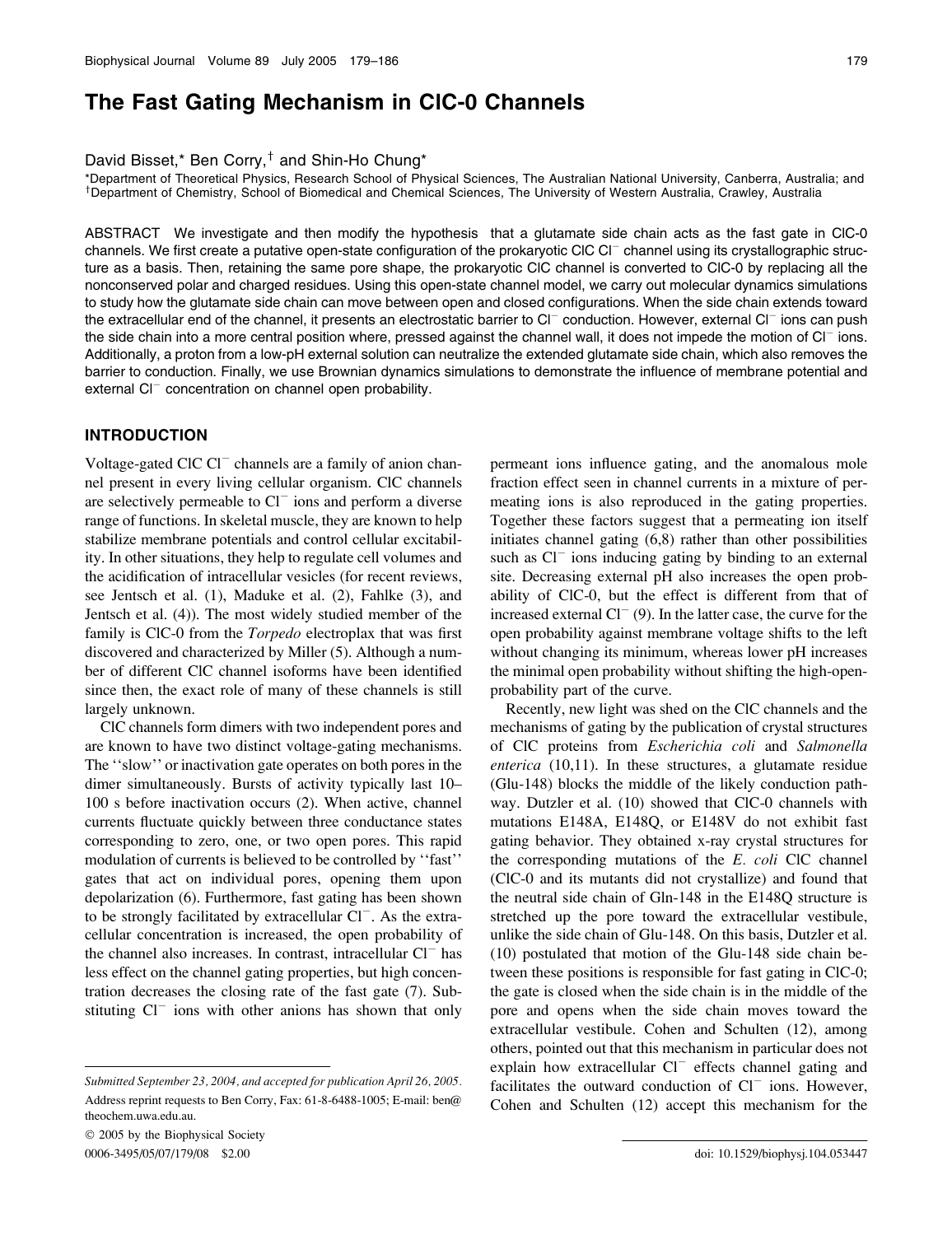# The Fast Gating Mechanism in ClC-0 Channels

David Bisset,* Ben Corry,† and Shin-Ho Chung*

*Department of Theoretical Physics, Research School of Physical Sciences, The Australian National University, Canberra, Australia; and †Department of Chemistry, School of Biomedical and Chemical Sciences, The University of Western Australia, Crawley, Australia

ABSTRACT We investigate and then modify the hypothesis that a glutamate side chain acts as the fast gate in ClC-0 channels. We first create a putative open-state configuration of the prokaryotic ClC $Cl^-$ channel using its crystallographic structure as a basis. Then, retaining the same pore shape, the prokaryotic ClC channel is converted to ClC-0 by replacing all the nonconserved polar and charged residues. Using this open-state channel model, we carry out molecular dynamics simulations to study how the glutamate side chain can move between open and closed configurations. When the side chain extends toward the extracellular end of the channel, it presents an electrostatic barrier to $Cl^-$ conduction. However, external $Cl^-$ ions can push the side chain into a more central position where, pressed against the channel wall, it does not impede the motion of $Cl^-$ ions. Additionally, a proton from a low-pH external solution can neutralize the extended glutamate side chain, which also removes the barrier to conduction. Finally, we use Brownian dynamics simulations to demonstrate the influence of membrane potential and external $Cl^-$ concentration on channel open probability.

## INTRODUCTION

Voltage-gated ClC $Cl^-$ channels are a family of anion channel present in every living cellular organism. ClC channels are selectively permeable to $Cl^-$ ions and perform a diverse range of functions. In skeletal muscle, they are known to help stabilize membrane potentials and control cellular excitability. In other situations, they help to regulate cell volumes and the acidification of intracellular vesicles (for recent reviews, see Jentsch et al. (1), Maduke et al. (2), Fahlke (3), and Jentsch et al. (4)). The most widely studied member of the family is ClC-0 from the *Torpedo* electroplax that was first discovered and characterized by Miller (5). Although a number of different ClC channel isoforms have been identified since then, the exact role of many of these channels is still largely unknown.

ClC channels form dimers with two independent pores and are known to have two distinct voltage-gating mechanisms. The ''slow'' or inactivation gate operates on both pores in the dimer simultaneously. Bursts of activity typically last 10–100 s before inactivation occurs (2). When active, channel currents fluctuate quickly between three conductance states corresponding to zero, one, or two open pores. This rapid modulation of currents is believed to be controlled by ''fast'' gates that act on individual pores, opening them upon depolarization (6). Furthermore, fast gating has been shown to be strongly facilitated by extracellular $Cl^-$. As the extracellular concentration is increased, the open probability of the channel also increases. In contrast, intracellular $Cl^-$ has less effect on the channel gating properties, but high concentration decreases the closing rate of the fast gate (7). Substituting $Cl^-$ ions with other anions has shown that only permeant ions influence gating, and the anomalous mole fraction effect seen in channel currents in a mixture of permeating ions is also reproduced in the gating properties. Together these factors suggest that a permeating ion itself initiates channel gating (6,8) rather than other possibilities such as $Cl^-$ ions inducing gating by binding to an external site. Decreasing external pH also increases the open probability of ClC-0, but the effect is different from that of increased external $Cl^-$ (9). In the latter case, the curve for the open probability against membrane voltage shifts to the left without changing its minimum, whereas lower pH increases the minimal open probability without shifting the high-open-probability part of the curve.

Recently, new light was shed on the ClC channels and the mechanisms of gating by the publication of crystal structures of ClC proteins from *Escherichia coli* and *Salmonella enterica* (10,11). In these structures, a glutamate residue (Glu-148) blocks the middle of the likely conduction pathway. Dutzler et al. (10) showed that ClC-0 channels with mutations E148A, E148Q, or E148V do not exhibit fast gating behavior. They obtained x-ray crystal structures for the corresponding mutations of the *E. coli* ClC channel (ClC-0 and its mutants did not crystallize) and found that the neutral side chain of Gln-148 in the E148Q structure is stretched up the pore toward the extracellular vestibule, unlike the side chain of Glu-148. On this basis, Dutzler et al. (10) postulated that motion of the Glu-148 side chain between these positions is responsible for fast gating in ClC-0; the gate is closed when the side chain is in the middle of the pore and opens when the side chain moves toward the extracellular vestibule. Cohen and Schulten (12), among others, pointed out that this mechanism in particular does not explain how extracellular $Cl^-$ effects channel gating and facilitates the outward conduction of $Cl^-$ ions. However, Cohen and Schulten (12) accept this mechanism for the

Submitted September 23, 2004, and accepted for publication April 26, 2005.

Address reprint requests to Ben Corry, Fax: 61-8-6488-1005; E-mail: ben@theochem.uwa.edu.au.

© 2005 by the Biophysical Society

0006-3495/05/07/179/08 $2.00

doi: 10.1529/biophysj.104.053447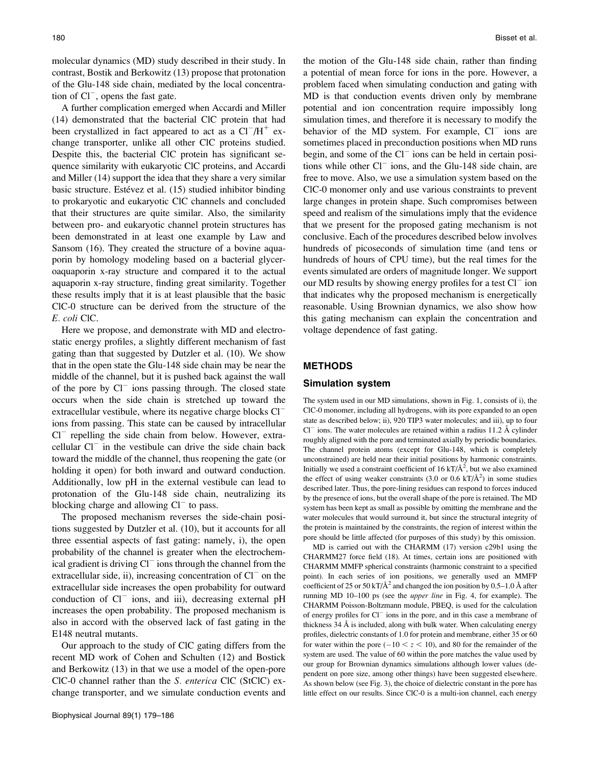molecular dynamics (MD) study described in their study. In contrast, Bostik and Berkowitz (13) propose that protonation of the Glu-148 side chain, mediated by the local concentration of $Cl^-$, opens the fast gate.

A further complication emerged when Accardi and Miller (14) demonstrated that the bacterial ClC protein that had been crystallized in fact appeared to act as a $Cl^-/H^+$ exchange transporter, unlike all other ClC proteins studied. Despite this, the bacterial ClC protein has significant sequence similarity with eukaryotic ClC proteins, and Accardi and Miller (14) support the idea that they share a very similar basic structure. Estévez et al. (15) studied inhibitor binding to prokaryotic and eukaryotic ClC channels and concluded that their structures are quite similar. Also, the similarity between pro- and eukaryotic channel protein structures has been demonstrated in at least one example by Law and Sansom (16). They created the structure of a bovine aquaporin by homology modeling based on a bacterial glyceroaquaporin x-ray structure and compared it to the actual aquaporin x-ray structure, finding great similarity. Together these results imply that it is at least plausible that the basic ClC-0 structure can be derived from the structure of the *E. coli* ClC.

Here we propose, and demonstrate with MD and electrostatic energy profiles, a slightly different mechanism of fast gating than that suggested by Dutzler et al. (10). We show that in the open state the Glu-148 side chain may be near the middle of the channel, but it is pushed back against the wall of the pore by $Cl^-$ ions passing through. The closed state occurs when the side chain is stretched up toward the extracellular vestibule, where its negative charge blocks $Cl^-$ ions from passing. This state can be caused by intracellular $Cl^-$ repelling the side chain from below. However, extracellular $Cl^-$ in the vestibule can drive the side chain back toward the middle of the channel, thus reopening the gate (or holding it open) for both inward and outward conduction. Additionally, low pH in the external vestibule can lead to protonation of the Glu-148 side chain, neutralizing its blocking charge and allowing $Cl^-$ to pass.

The proposed mechanism reverses the side-chain positions suggested by Dutzler et al. (10), but it accounts for all three essential aspects of fast gating: namely, i), the open probability of the channel is greater when the electrochemical gradient is driving $Cl^-$ ions through the channel from the extracellular side, ii), increasing concentration of $Cl^-$ on the extracellular side increases the open probability for outward conduction of $Cl^-$ ions, and iii), decreasing external pH increases the open probability. The proposed mechanism is also in accord with the observed lack of fast gating in the E148 neutral mutants.

Our approach to the study of ClC gating differs from the recent MD work of Cohen and Schulten (12) and Bostick and Berkowitz (13) in that we use a model of the open-pore ClC-0 channel rather than the *S. enterica* ClC (StClC) exchange transporter, and we simulate conduction events and the motion of the Glu-148 side chain, rather than finding a potential of mean force for ions in the pore. However, a problem faced when simulating conduction and gating with MD is that conduction events driven only by membrane potential and ion concentration require impossibly long simulation times, and therefore it is necessary to modify the behavior of the MD system. For example, $Cl^-$ ions are sometimes placed in preconduction positions when MD runs begin, and some of the $Cl^-$ ions can be held in certain positions while other $Cl^-$ ions, and the Glu-148 side chain, are free to move. Also, we use a simulation system based on the ClC-0 monomer only and use various constraints to prevent large changes in protein shape. Such compromises between speed and realism of the simulations imply that the evidence that we present for the proposed gating mechanism is not conclusive. Each of the procedures described below involves hundreds of picoseconds of simulation time (and tens or hundreds of hours of CPU time), but the real times for the events simulated are orders of magnitude longer. We support our MD results by showing energy profiles for a test $Cl^-$ ion that indicates why the proposed mechanism is energetically reasonable. Using Brownian dynamics, we also show how this gating mechanism can explain the concentration and voltage dependence of fast gating.

## METHODS

### Simulation system

The system used in our MD simulations, shown in Fig. 1, consists of i), the ClC-0 monomer, including all hydrogens, with its pore expanded to an open state as described below; ii), 920 TIP3 water molecules; and iii), up to four $Cl^-$ ions. The water molecules are retained within a radius 11.2 Å cylinder roughly aligned with the pore and terminated axially by periodic boundaries. The channel protein atoms (except for Glu-148, which is completely unconstrained) are held near their initial positions by harmonic constraints. Initially we used a constraint coefficient of 16 kT/Å$^2$, but we also examined the effect of using weaker constraints (3.0 or 0.6 kT/Å$^2$) in some studies described later. Thus, the pore-lining residues can respond to forces induced by the presence of ions, but the overall shape of the pore is retained. The MD system has been kept as small as possible by omitting the membrane and the water molecules that would surround it, but since the structural integrity of the protein is maintained by the constraints, the region of interest within the pore should be little affected (for purposes of this study) by this omission.

MD is carried out with the CHARMM (17) version c29b1 using the CHARMM27 force field (18). At times, certain ions are positioned with CHARMM MMFP spherical constraints (harmonic constraint to a specified point). In each series of ion positions, we generally used an MMFP coefficient of 25 or 50 kT/Å$^2$ and changed the ion position by 0.5–1.0 Å after running MD 10–100 ps (see the *upper line* in Fig. 4, for example). The CHARMM Poisson-Boltzmann module, PBEQ, is used for the calculation of energy profiles for $Cl^-$ ions in the pore, and in this case a membrane of thickness 34 Å is included, along with bulk water. When calculating energy profiles, dielectric constants of 1.0 for protein and membrane, either 35 or 60 for water within the pore ($-10 < z < 10$), and 80 for the remainder of the system are used. The value of 60 within the pore matches the value used by our group for Brownian dynamics simulations although lower values (dependent on pore size, among other things) have been suggested elsewhere. As shown below (see Fig. 3), the choice of dielectric constant in the pore has little effect on our results. Since ClC-0 is a multi-ion channel, each energy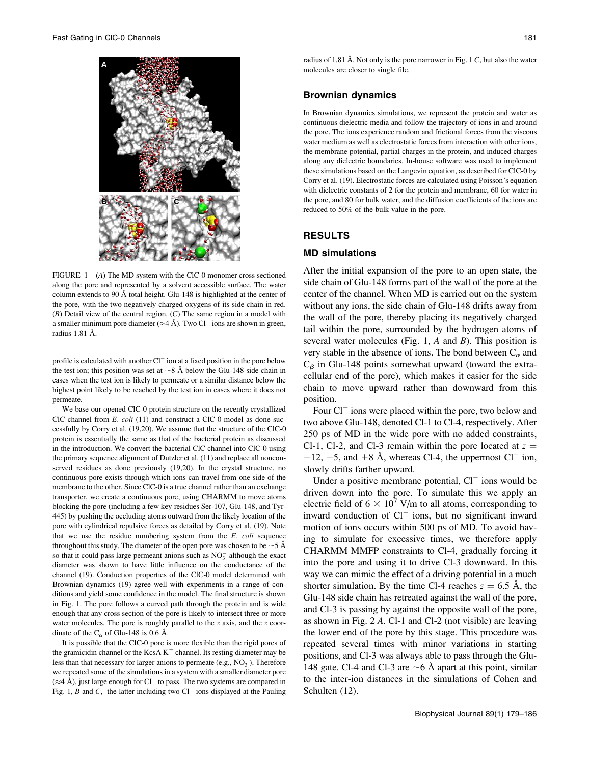FIGURE 1 (*A*) The MD system with the ClC-0 monomer cross sectioned along the pore and represented by a solvent accessible surface. The water column extends to 90 Å total height. Glu-148 is highlighted at the center of the pore, with the two negatively charged oxygens of its side chain in red. (*B*) Detail view of the central region. (*C*) The same region in a model with a smaller minimum pore diameter (≈4 Å). Two $Cl^-$ ions are shown in green, radius 1.81 Å.

profile is calculated with another $Cl^-$ ion at a fixed position in the pore below the test ion; this position was set at ~8 Å below the Glu-148 side chain in cases when the test ion is likely to permeate or a similar distance below the highest point likely to be reached by the test ion in cases where it does not permeate.

We base our opened ClC-0 protein structure on the recently crystallized ClC channel from *E. coli* (11) and construct a ClC-0 model as done successfully by Corry et al. (19,20). We assume that the structure of the ClC-0 protein is essentially the same as that of the bacterial protein as discussed in the introduction. We convert the bacterial ClC channel into ClC-0 using the primary sequence alignment of Dutzler et al. (11) and replace all nonconserved residues as done previously (19,20). In the crystal structure, no continuous pore exists through which ions can travel from one side of the membrane to the other. Since ClC-0 is a true channel rather than an exchange transporter, we create a continuous pore, using CHARMM to move atoms blocking the pore (including a few key residues Ser-107, Glu-148, and Tyr-445) by pushing the occluding atoms outward from the likely location of the pore with cylindrical repulsive forces as detailed by Corry et al. (19). Note that we use the residue numbering system from the *E. coli* sequence throughout this study. The diameter of the open pore was chosen to be ~5 Å so that it could pass large permeant anions such as $NO_3^-$ although the exact diameter was shown to have little influence on the conductance of the channel (19). Conduction properties of the ClC-0 model determined with Brownian dynamics (19) agree well with experiments in a range of conditions and yield some confidence in the model. The final structure is shown in Fig. 1. The pore follows a curved path through the protein and is wide enough that any cross section of the pore is likely to intersect three or more water molecules. The pore is roughly parallel to the *z* axis, and the *z* coordinate of the $C_\alpha$ of Glu-148 is 0.6 Å.

It is possible that the ClC-0 pore is more flexible than the rigid pores of the gramicidin channel or the KcsA $K^+$ channel. Its resting diameter may be less than that necessary for larger anions to permeate (e.g., $NO_3^-$). Therefore we repeated some of the simulations in a system with a smaller diameter pore (≈4 Å), just large enough for $Cl^-$ to pass. The two systems are compared in Fig. 1, *B* and *C*, the latter including two $Cl^-$ ions displayed at the Pauling radius of 1.81 Å. Not only is the pore narrower in Fig. 1 *C*, but also the water molecules are closer to single file.

### Brownian dynamics

In Brownian dynamics simulations, we represent the protein and water as continuous dielectric media and follow the trajectory of ions in and around the pore. The ions experience random and frictional forces from the viscous water medium as well as electrostatic forces from interaction with other ions, the membrane potential, partial charges in the protein, and induced charges along any dielectric boundaries. In-house software was used to implement these simulations based on the Langevin equation, as described for ClC-0 by Corry et al. (19). Electrostatic forces are calculated using Poisson's equation with dielectric constants of 2 for the protein and membrane, 60 for water in the pore, and 80 for bulk water, and the diffusion coefficients of the ions are reduced to 50% of the bulk value in the pore.

## RESULTS

### MD simulations

After the initial expansion of the pore to an open state, the side chain of Glu-148 forms part of the wall of the pore at the center of the channel. When MD is carried out on the system without any ions, the side chain of Glu-148 drifts away from the wall of the pore, thereby placing its negatively charged tail within the pore, surrounded by the hydrogen atoms of several water molecules (Fig. 1, *A* and *B*). This position is very stable in the absence of ions. The bond between $C_\alpha$ and $C_\beta$ in Glu-148 points somewhat upward (toward the extracellular end of the pore), which makes it easier for the side chain to move upward rather than downward from this position.

Four $Cl^-$ ions were placed within the pore, two below and two above Glu-148, denoted Cl-1 to Cl-4, respectively. After 250 ps of MD in the wide pore with no added constraints, Cl-1, Cl-2, and Cl-3 remain within the pore located at $z = -12$, $-5$, and $+8$ Å, whereas Cl-4, the uppermost $Cl^-$ ion, slowly drifts farther upward.

Under a positive membrane potential, $Cl^-$ ions would be driven down into the pore. To simulate this we apply an electric field of $6 \times 10^7$ V/m to all atoms, corresponding to inward conduction of $Cl^-$ ions, but no significant inward motion of ions occurs within 500 ps of MD. To avoid having to simulate for excessive times, we therefore apply CHARMM MMFP constraints to Cl-4, gradually forcing it into the pore and using it to drive Cl-3 downward. In this way we can mimic the effect of a driving potential in a much shorter simulation. By the time Cl-4 reaches $z = 6.5$ Å, the Glu-148 side chain has retreated against the wall of the pore, and Cl-3 is passing by against the opposite wall of the pore, as shown in Fig. 2 *A*. Cl-1 and Cl-2 (not visible) are leaving the lower end of the pore by this stage. This procedure was repeated several times with minor variations in starting positions, and Cl-3 was always able to pass through the Glu-148 gate. Cl-4 and Cl-3 are ~6 Å apart at this point, similar to the inter-ion distances in the simulations of Cohen and Schulten (12).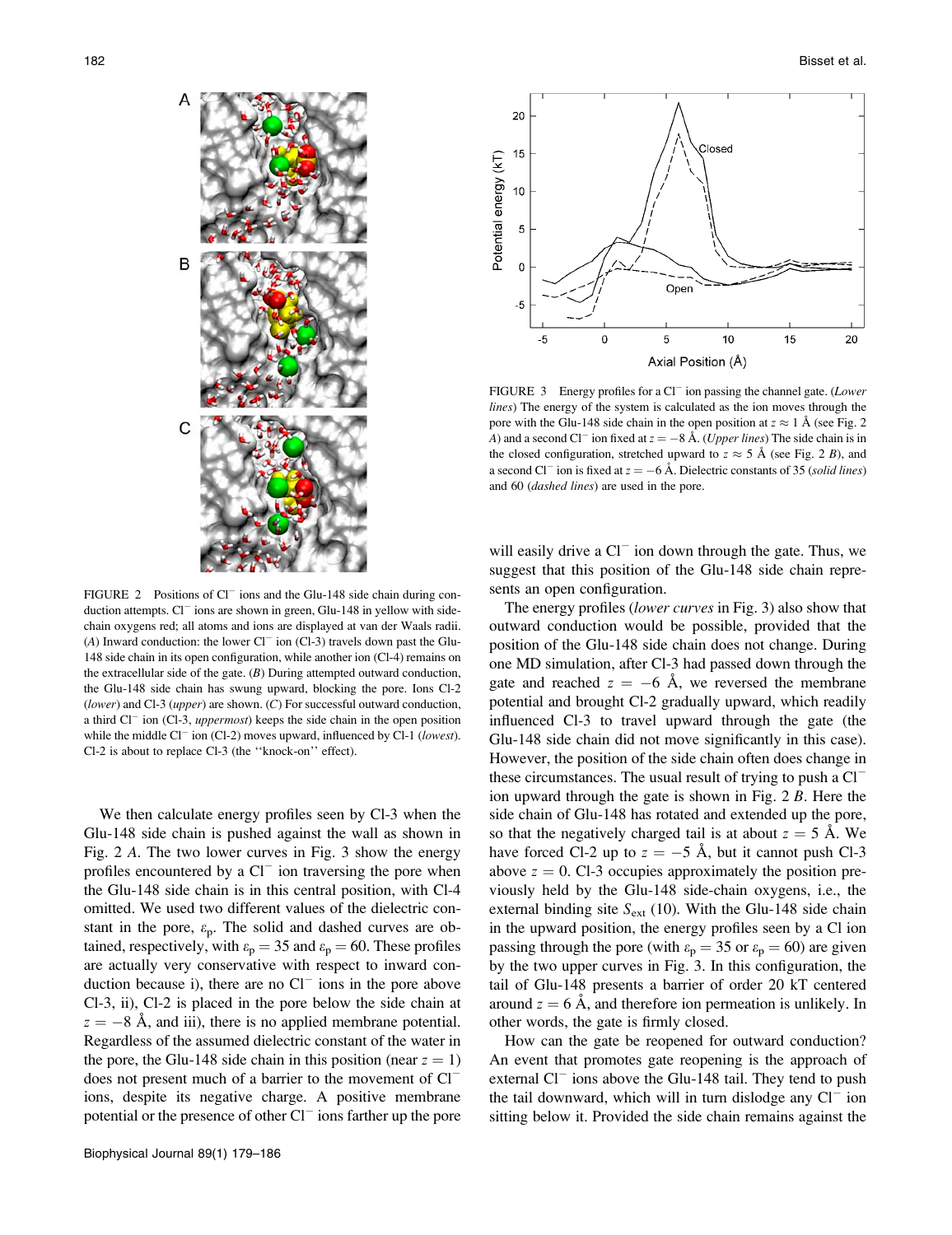FIGURE 2 Positions of $Cl^-$ ions and the Glu-148 side chain during conduction attempts. $Cl^-$ ions are shown in green, Glu-148 in yellow with side-chain oxygens red; all atoms and ions are displayed at van der Waals radii. (*A*) Inward conduction: the lower $Cl^-$ ion (Cl-3) travels down past the Glu-148 side chain in its open configuration, while another ion (Cl-4) remains on the extracellular side of the gate. (*B*) During attempted outward conduction, the Glu-148 side chain has swung upward, blocking the pore. Ions Cl-2 (*lower*) and Cl-3 (*upper*) are shown. (*C*) For successful outward conduction, a third $Cl^-$ ion (Cl-3, *uppermost*) keeps the side chain in the open position while the middle $Cl^-$ ion (Cl-2) moves upward, influenced by Cl-1 (*lowest*). Cl-2 is about to replace Cl-3 (the ''knock-on'' effect).

FIGURE 3 Energy profiles for a $Cl^-$ ion passing the channel gate. (*Lower lines*) The energy of the system is calculated as the ion moves through the pore with the Glu-148 side chain in the open position at $z \approx 1$ Å (see Fig. 2 *A*) and a second $Cl^-$ ion fixed at $z = -8$ Å. (*Upper lines*) The side chain is in the closed configuration, stretched upward to $z \approx 5$ Å (see Fig. 2 *B*), and a second $Cl^-$ ion is fixed at $z = -6$ Å. Dielectric constants of 35 (*solid lines*) and 60 (*dashed lines*) are used in the pore.

We then calculate energy profiles seen by Cl-3 when the Glu-148 side chain is pushed against the wall as shown in Fig. 2 *A*. The two lower curves in Fig. 3 show the energy profiles encountered by a $Cl^-$ ion traversing the pore when the Glu-148 side chain is in this central position, with Cl-4 omitted. We used two different values of the dielectric constant in the pore, $\varepsilon_p$. The solid and dashed curves are obtained, respectively, with $\varepsilon_p = 35$ and $\varepsilon_p = 60$. These profiles are actually very conservative with respect to inward conduction because i), there are no $Cl^-$ ions in the pore above Cl-3, ii), Cl-2 is placed in the pore below the side chain at $z = -8$ Å, and iii), there is no applied membrane potential. Regardless of the assumed dielectric constant of the water in the pore, the Glu-148 side chain in this position (near $z = 1$) does not present much of a barrier to the movement of $Cl^-$ ions, despite its negative charge. A positive membrane potential or the presence of other $Cl^-$ ions farther up the pore will easily drive a $Cl^-$ ion down through the gate. Thus, we suggest that this position of the Glu-148 side chain represents an open configuration.

The energy profiles (*lower curves* in Fig. 3) also show that outward conduction would be possible, provided that the position of the Glu-148 side chain does not change. During one MD simulation, after Cl-3 had passed down through the gate and reached $z = -6$ Å, we reversed the membrane potential and brought Cl-2 gradually upward, which readily influenced Cl-3 to travel upward through the gate (the Glu-148 side chain did not move significantly in this case). However, the position of the side chain often does change in these circumstances. The usual result of trying to push a $Cl^-$ ion upward through the gate is shown in Fig. 2 *B*. Here the side chain of Glu-148 has rotated and extended up the pore, so that the negatively charged tail is at about $z = 5$ Å. We have forced Cl-2 up to $z = -5$ Å, but it cannot push Cl-3 above $z = 0$. Cl-3 occupies approximately the position previously held by the Glu-148 side-chain oxygens, i.e., the external binding site $S_{ext}$ (10). With the Glu-148 side chain in the upward position, the energy profiles seen by a Cl ion passing through the pore (with $\varepsilon_p = 35$ or $\varepsilon_p = 60$) are given by the two upper curves in Fig. 3. In this configuration, the tail of Glu-148 presents a barrier of order 20 kT centered around $z = 6$ Å, and therefore ion permeation is unlikely. In other words, the gate is firmly closed.

How can the gate be reopened for outward conduction? An event that promotes gate reopening is the approach of external $Cl^-$ ions above the Glu-148 tail. They tend to push the tail downward, which will in turn dislodge any $Cl^-$ ion sitting below it. Provided the side chain remains against the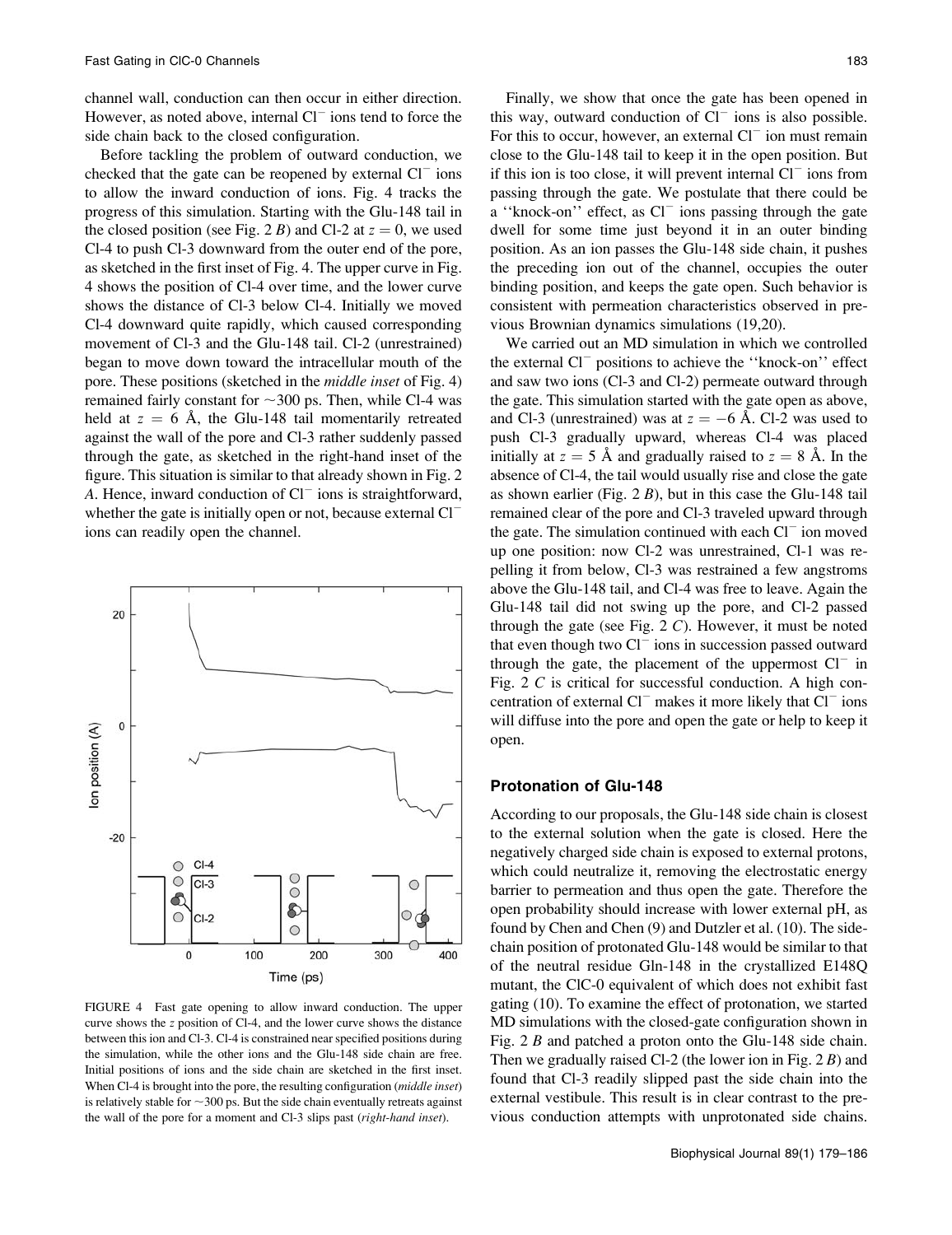channel wall, conduction can then occur in either direction. However, as noted above, internal $Cl^-$ ions tend to force the side chain back to the closed configuration.

Before tackling the problem of outward conduction, we checked that the gate can be reopened by external $Cl^-$ ions to allow the inward conduction of ions. Fig. 4 tracks the progress of this simulation. Starting with the Glu-148 tail in the closed position (see Fig. 2 *B*) and Cl-2 at $z = 0$, we used Cl-4 to push Cl-3 downward from the outer end of the pore, as sketched in the first inset of Fig. 4. The upper curve in Fig. 4 shows the position of Cl-4 over time, and the lower curve shows the distance of Cl-3 below Cl-4. Initially we moved Cl-4 downward quite rapidly, which caused corresponding movement of Cl-3 and the Glu-148 tail. Cl-2 (unrestrained) began to move down toward the intracellular mouth of the pore. These positions (sketched in the *middle inset* of Fig. 4) remained fairly constant for ~300 ps. Then, while Cl-4 was held at $z = 6$ Å, the Glu-148 tail momentarily retreated against the wall of the pore and Cl-3 rather suddenly passed through the gate, as sketched in the right-hand inset of the figure. This situation is similar to that already shown in Fig. 2 *A*. Hence, inward conduction of $Cl^-$ ions is straightforward, whether the gate is initially open or not, because external $Cl^-$ ions can readily open the channel.

FIGURE 4 Fast gate opening to allow inward conduction. The upper curve shows the $z$ position of Cl-4, and the lower curve shows the distance between this ion and Cl-3. Cl-4 is constrained near specified positions during the simulation, while the other ions and the Glu-148 side chain are free. Initial positions of ions and the side chain are sketched in the first inset. When Cl-4 is brought into the pore, the resulting configuration (*middle inset*) is relatively stable for ~300 ps. But the side chain eventually retreats against the wall of the pore for a moment and Cl-3 slips past (*right-hand inset*).

Finally, we show that once the gate has been opened in this way, outward conduction of $Cl^-$ ions is also possible. For this to occur, however, an external $Cl^-$ ion must remain close to the Glu-148 tail to keep it in the open position. But if this ion is too close, it will prevent internal $Cl^-$ ions from passing through the gate. We postulate that there could be a "knock-on" effect, as $Cl^-$ ions passing through the gate dwell for some time just beyond it in an outer binding position. As an ion passes the Glu-148 side chain, it pushes the preceding ion out of the channel, occupies the outer binding position, and keeps the gate open. Such behavior is consistent with permeation characteristics observed in previous Brownian dynamics simulations (19,20).

We carried out an MD simulation in which we controlled the external $Cl^-$ positions to achieve the "knock-on" effect and saw two ions (Cl-3 and Cl-2) permeate outward through the gate. This simulation started with the gate open as above, and Cl-3 (unrestrained) was at $z = -6$ Å. Cl-2 was used to push Cl-3 gradually upward, whereas Cl-4 was placed initially at $z = 5$ Å and gradually raised to $z = 8$ Å. In the absence of Cl-4, the tail would usually rise and close the gate as shown earlier (Fig. 2 *B*), but in this case the Glu-148 tail remained clear of the pore and Cl-3 traveled upward through the gate. The simulation continued with each $Cl^-$ ion moved up one position: now Cl-2 was unrestrained, Cl-1 was repelling it from below, Cl-3 was restrained a few angstroms above the Glu-148 tail, and Cl-4 was free to leave. Again the Glu-148 tail did not swing up the pore, and Cl-2 passed through the gate (see Fig. 2 *C*). However, it must be noted that even though two $Cl^-$ ions in succession passed outward through the gate, the placement of the uppermost $Cl^-$ in Fig. 2 *C* is critical for successful conduction. A high concentration of external $Cl^-$ makes it more likely that $Cl^-$ ions will diffuse into the pore and open the gate or help to keep it open.

## Protonation of Glu-148

According to our proposals, the Glu-148 side chain is closest to the external solution when the gate is closed. Here the negatively charged side chain is exposed to external protons, which could neutralize it, removing the electrostatic energy barrier to permeation and thus open the gate. Therefore the open probability should increase with lower external pH, as found by Chen and Chen (9) and Dutzler et al. (10). The side-chain position of protonated Glu-148 would be similar to that of the neutral residue Gln-148 in the crystallized E148Q mutant, the ClC-0 equivalent of which does not exhibit fast gating (10). To examine the effect of protonation, we started MD simulations with the closed-gate configuration shown in Fig. 2 *B* and patched a proton onto the Glu-148 side chain. Then we gradually raised Cl-2 (the lower ion in Fig. 2 *B*) and found that Cl-3 readily slipped past the side chain into the external vestibule. This result is in clear contrast to the previous conduction attempts with unprotonated side chains.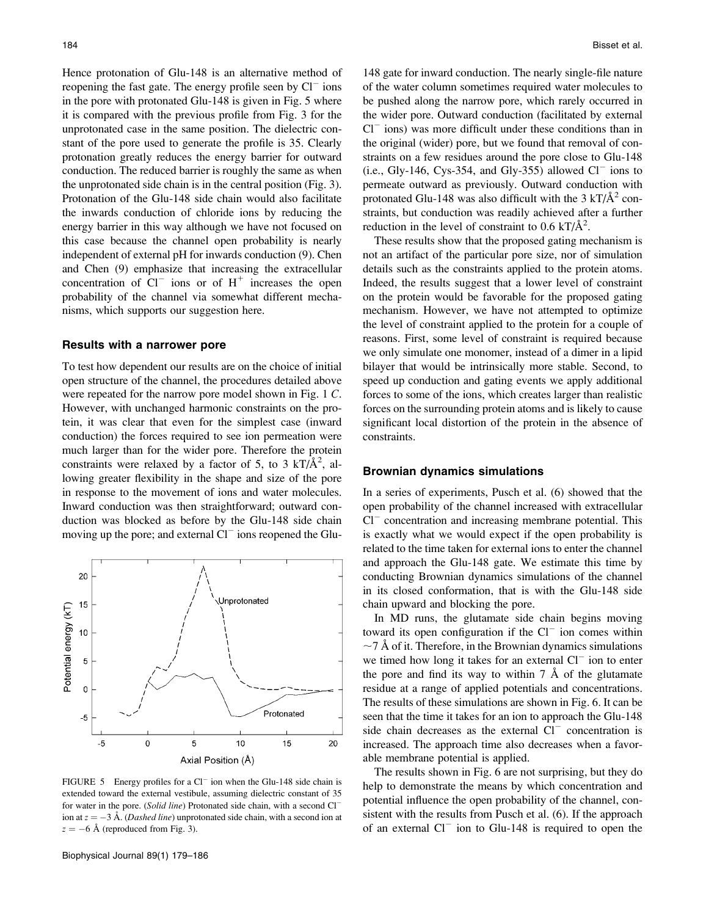Hence protonation of Glu-148 is an alternative method of reopening the fast gate. The energy profile seen by $Cl^-$ ions in the pore with protonated Glu-148 is given in Fig. 5 where it is compared with the previous profile from Fig. 3 for the unprotonated case in the same position. The dielectric constant of the pore used to generate the profile is 35. Clearly protonation greatly reduces the energy barrier for outward conduction. The reduced barrier is roughly the same as when the unprotonated side chain is in the central position (Fig. 3). Protonation of the Glu-148 side chain would also facilitate the inwards conduction of chloride ions by reducing the energy barrier in this way although we have not focused on this case because the channel open probability is nearly independent of external pH for inwards conduction (9). Chen and Chen (9) emphasize that increasing the extracellular concentration of $Cl^-$ ions or of $H^+$ increases the open probability of the channel via somewhat different mechanisms, which supports our suggestion here.

### Results with a narrower pore

To test how dependent our results are on the choice of initial open structure of the channel, the procedures detailed above were repeated for the narrow pore model shown in Fig. 1 *C*. However, with unchanged harmonic constraints on the protein, it was clear that even for the simplest case (inward conduction) the forces required to see ion permeation were much larger than for the wider pore. Therefore the protein constraints were relaxed by a factor of 5, to 3 kT/Å$^2$, allowing greater flexibility in the shape and size of the pore in response to the movement of ions and water molecules. Inward conduction was then straightforward; outward conduction was blocked as before by the Glu-148 side chain moving up the pore; and external $Cl^-$ ions reopened the Glu-148 gate for inward conduction. The nearly single-file nature of the water column sometimes required water molecules to be pushed along the narrow pore, which rarely occurred in the wider pore. Outward conduction (facilitated by external $Cl^-$ ions) was more difficult under these conditions than in the original (wider) pore, but we found that removal of constraints on a few residues around the pore close to Glu-148 (i.e., Gly-146, Cys-354, and Gly-355) allowed $Cl^-$ ions to permeate outward as previously. Outward conduction with protonated Glu-148 was also difficult with the 3 kT/Å$^2$ constraints, but conduction was readily achieved after a further reduction in the level of constraint to 0.6 kT/Å$^2$.

These results show that the proposed gating mechanism is not an artifact of the particular pore size, nor of simulation details such as the constraints applied to the protein atoms. Indeed, the results suggest that a lower level of constraint on the protein would be favorable for the proposed gating mechanism. However, we have not attempted to optimize the level of constraint applied to the protein for a couple of reasons. First, some level of constraint is required because we only simulate one monomer, instead of a dimer in a lipid bilayer that would be intrinsically more stable. Second, to speed up conduction and gating events we apply additional forces to some of the ions, which creates larger than realistic forces on the surrounding protein atoms and is likely to cause significant local distortion of the protein in the absence of constraints.

FIGURE 5 Energy profiles for a $Cl^-$ ion when the Glu-148 side chain is extended toward the external vestibule, assuming dielectric constant of 35 for water in the pore. (*Solid line*) Protonated side chain, with a second $Cl^-$ ion at $z = -3$ Å. (*Dashed line*) unprotonated side chain, with a second ion at $z = -6$ Å (reproduced from Fig. 3).

### Brownian dynamics simulations

In a series of experiments, Pusch et al. (6) showed that the open probability of the channel increased with extracellular $Cl^-$ concentration and increasing membrane potential. This is exactly what we would expect if the open probability is related to the time taken for external ions to enter the channel and approach the Glu-148 gate. We estimate this time by conducting Brownian dynamics simulations of the channel in its closed conformation, that is with the Glu-148 side chain upward and blocking the pore.

In MD runs, the glutamate side chain begins moving toward its open configuration if the $Cl^-$ ion comes within ~7 Å of it. Therefore, in the Brownian dynamics simulations we timed how long it takes for an external $Cl^-$ ion to enter the pore and find its way to within 7 Å of the glutamate residue at a range of applied potentials and concentrations. The results of these simulations are shown in Fig. 6. It can be seen that the time it takes for an ion to approach the Glu-148 side chain decreases as the external $Cl^-$ concentration is increased. The approach time also decreases when a favorable membrane potential is applied.

The results shown in Fig. 6 are not surprising, but they do help to demonstrate the means by which concentration and potential influence the open probability of the channel, consistent with the results from Pusch et al. (6). If the approach of an external $Cl^-$ ion to Glu-148 is required to open the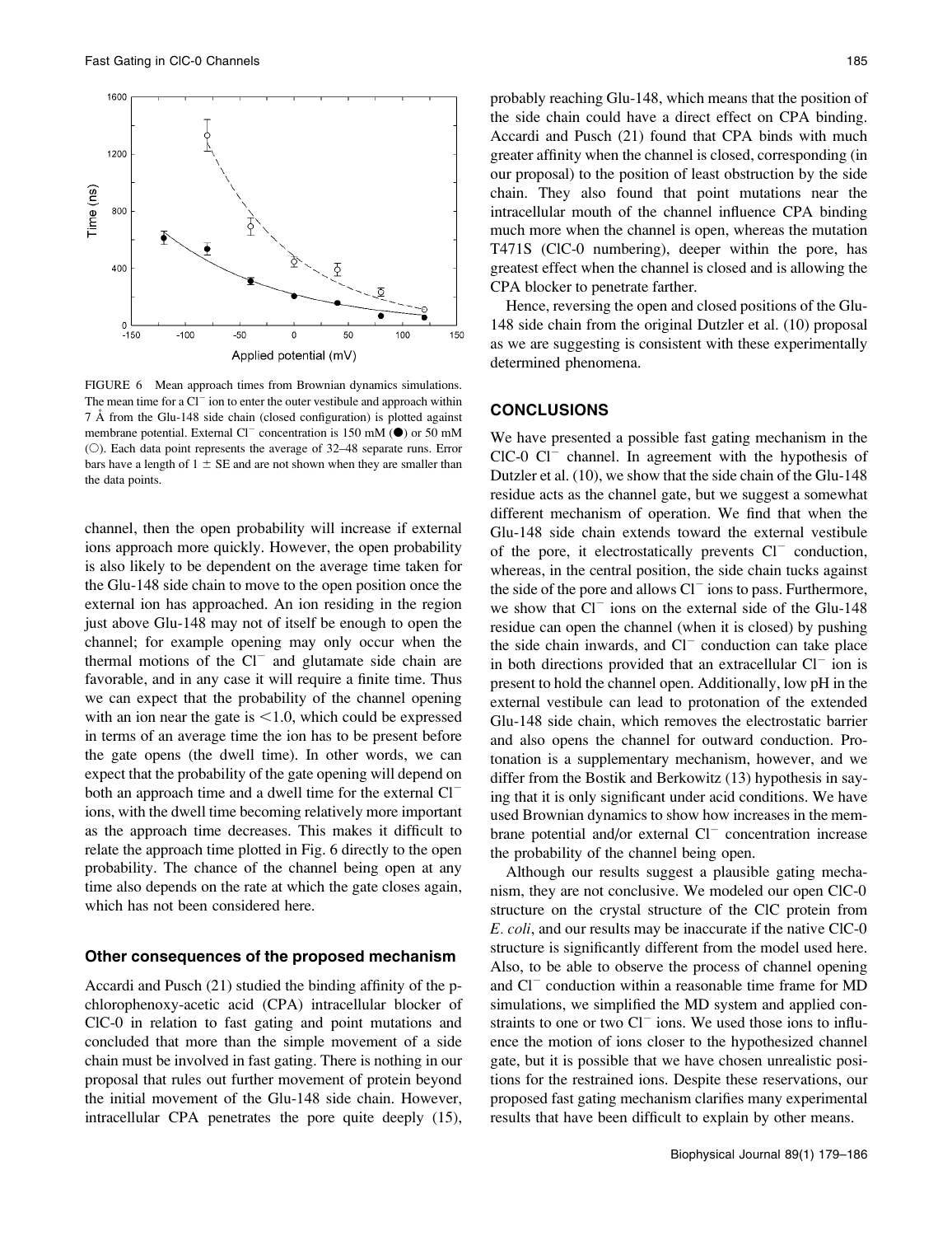FIGURE 6 Mean approach times from Brownian dynamics simulations. The mean time for a $Cl^-$ ion to enter the outer vestibule and approach within 7 Å from the Glu-148 side chain (closed configuration) is plotted against membrane potential. External $Cl^-$ concentration is 150 mM (●) or 50 mM (○). Each data point represents the average of 32–48 separate runs. Error bars have a length of $1 \pm$ SE and are not shown when they are smaller than the data points.

channel, then the open probability will increase if external ions approach more quickly. However, the open probability is also likely to be dependent on the average time taken for the Glu-148 side chain to move to the open position once the external ion has approached. An ion residing in the region just above Glu-148 may not of itself be enough to open the channel; for example opening may only occur when the thermal motions of the $Cl^-$ and glutamate side chain are favorable, and in any case it will require a finite time. Thus we can expect that the probability of the channel opening with an ion near the gate is $<1.0$, which could be expressed in terms of an average time the ion has to be present before the gate opens (the dwell time). In other words, we can expect that the probability of the gate opening will depend on both an approach time and a dwell time for the external $Cl^-$ ions, with the dwell time becoming relatively more important as the approach time decreases. This makes it difficult to relate the approach time plotted in Fig. 6 directly to the open probability. The chance of the channel being open at any time also depends on the rate at which the gate closes again, which has not been considered here.

### Other consequences of the proposed mechanism

Accardi and Pusch (21) studied the binding affinity of the p-chlorophenoxy-acetic acid (CPA) intracellular blocker of ClC-0 in relation to fast gating and point mutations and concluded that more than the simple movement of a side chain must be involved in fast gating. There is nothing in our proposal that rules out further movement of protein beyond the initial movement of the Glu-148 side chain. However, intracellular CPA penetrates the pore quite deeply (15), probably reaching Glu-148, which means that the position of the side chain could have a direct effect on CPA binding. Accardi and Pusch (21) found that CPA binds with much greater affinity when the channel is closed, corresponding (in our proposal) to the position of least obstruction by the side chain. They also found that point mutations near the intracellular mouth of the channel influence CPA binding much more when the channel is open, whereas the mutation T471S (ClC-0 numbering), deeper within the pore, has greatest effect when the channel is closed and is allowing the CPA blocker to penetrate farther.

Hence, reversing the open and closed positions of the Glu-148 side chain from the original Dutzler et al. (10) proposal as we are suggesting is consistent with these experimentally determined phenomena.

## CONCLUSIONS

We have presented a possible fast gating mechanism in the ClC-0 $Cl^-$ channel. In agreement with the hypothesis of Dutzler et al. (10), we show that the side chain of the Glu-148 residue acts as the channel gate, but we suggest a somewhat different mechanism of operation. We find that when the Glu-148 side chain extends toward the external vestibule of the pore, it electrostatically prevents $Cl^-$ conduction, whereas, in the central position, the side chain tucks against the side of the pore and allows $Cl^-$ ions to pass. Furthermore, we show that $Cl^-$ ions on the external side of the Glu-148 residue can open the channel (when it is closed) by pushing the side chain inwards, and $Cl^-$ conduction can take place in both directions provided that an extracellular $Cl^-$ ion is present to hold the channel open. Additionally, low pH in the external vestibule can lead to protonation of the extended Glu-148 side chain, which removes the electrostatic barrier and also opens the channel for outward conduction. Protonation is a supplementary mechanism, however, and we differ from the Bostik and Berkowitz (13) hypothesis in saying that it is only significant under acid conditions. We have used Brownian dynamics to show how increases in the membrane potential and/or external $Cl^-$ concentration increase the probability of the channel being open.

Although our results suggest a plausible gating mechanism, they are not conclusive. We modeled our open ClC-0 structure on the crystal structure of the ClC protein from *E. coli*, and our results may be inaccurate if the native ClC-0 structure is significantly different from the model used here. Also, to be able to observe the process of channel opening and $Cl^-$ conduction within a reasonable time frame for MD simulations, we simplified the MD system and applied constraints to one or two $Cl^-$ ions. We used those ions to influence the motion of ions closer to the hypothesized channel gate, but it is possible that we have chosen unrealistic positions for the restrained ions. Despite these reservations, our proposed fast gating mechanism clarifies many experimental results that have been difficult to explain by other means.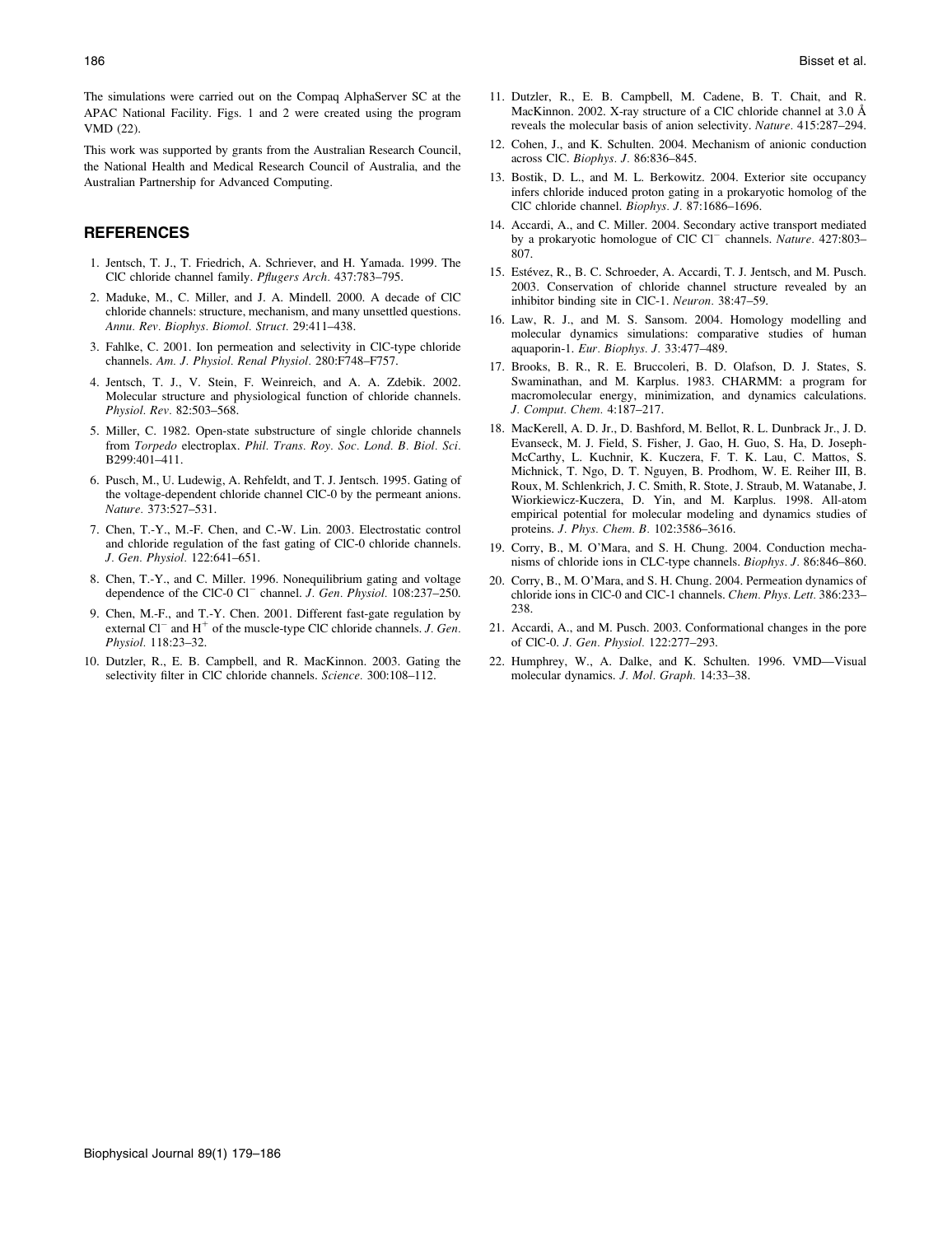The simulations were carried out on the Compaq AlphaServer SC at the APAC National Facility. Figs. 1 and 2 were created using the program VMD (22).

This work was supported by grants from the Australian Research Council, the National Health and Medical Research Council of Australia, and the Australian Partnership for Advanced Computing.

## REFERENCES

1. Jentsch, T. J., T. Friedrich, A. Schriever, and H. Yamada. 1999. The ClC chloride channel family. *Pflugers Arch.* 437:783–795.
2. Maduke, M., C. Miller, and J. A. Mindell. 2000. A decade of ClC chloride channels: structure, mechanism, and many unsettled questions. *Annu. Rev. Biophys. Biomol. Struct.* 29:411–438.
3. Fahlke, C. 2001. Ion permeation and selectivity in ClC-type chloride channels. *Am. J. Physiol. Renal Physiol.* 280:F748–F757.
4. Jentsch, T. J., V. Stein, F. Weinreich, and A. A. Zdebik. 2002. Molecular structure and physiological function of chloride channels. *Physiol. Rev.* 82:503–568.
5. Miller, C. 1982. Open-state substructure of single chloride channels from *Torpedo* electroplax. *Phil. Trans. Roy. Soc. Lond. B. Biol. Sci.* B299:401–411.
6. Pusch, M., U. Ludewig, A. Rehfeldt, and T. J. Jentsch. 1995. Gating of the voltage-dependent chloride channel ClC-0 by the permeant anions. *Nature.* 373:527–531.
7. Chen, T.-Y., M.-F. Chen, and C.-W. Lin. 2003. Electrostatic control and chloride regulation of the fast gating of ClC-0 chloride channels. *J. Gen. Physiol.* 122:641–651.
8. Chen, T.-Y., and C. Miller. 1996. Nonequilibrium gating and voltage dependence of the ClC-0 $Cl^-$ channel. *J. Gen. Physiol.* 108:237–250.
9. Chen, M.-F., and T.-Y. Chen. 2001. Different fast-gate regulation by external $Cl^-$ and $H^+$ of the muscle-type ClC chloride channels. *J. Gen. Physiol.* 118:23–32.
10. Dutzler, R., E. B. Campbell, and R. MacKinnon. 2003. Gating the selectivity filter in ClC chloride channels. *Science.* 300:108–112.
11. Dutzler, R., E. B. Campbell, M. Cadene, B. T. Chait, and R. MacKinnon. 2002. X-ray structure of a ClC chloride channel at 3.0 Å reveals the molecular basis of anion selectivity. *Nature.* 415:287–294.
12. Cohen, J., and K. Schulten. 2004. Mechanism of anionic conduction across ClC. *Biophys. J.* 86:836–845.
13. Bostik, D. L., and M. L. Berkowitz. 2004. Exterior site occupancy infers chloride induced proton gating in a prokaryotic homolog of the ClC chloride channel. *Biophys. J.* 87:1686–1696.
14. Accardi, A., and C. Miller. 2004. Secondary active transport mediated by a prokaryotic homologue of ClC $Cl^-$ channels. *Nature.* 427:803–807.
15. Estévez, R., B. C. Schroeder, A. Accardi, T. J. Jentsch, and M. Pusch. 2003. Conservation of chloride channel structure revealed by an inhibitor binding site in ClC-1. *Neuron.* 38:47–59.
16. Law, R. J., and M. S. Sansom. 2004. Homology modelling and molecular dynamics simulations: comparative studies of human aquaporin-1. *Eur. Biophys. J.* 33:477–489.
17. Brooks, B. R., R. E. Bruccoleri, B. D. Olafson, D. J. States, S. Swaminathan, and M. Karplus. 1983. CHARMM: a program for macromolecular energy, minimization, and dynamics calculations. *J. Comput. Chem.* 4:187–217.
18. MacKerell, A. D. Jr., D. Bashford, M. Bellot, R. L. Dunbrack Jr., J. D. Evanseck, M. J. Field, S. Fisher, J. Gao, H. Guo, S. Ha, D. Joseph-McCarthy, L. Kuchnir, K. Kuczera, F. T. K. Lau, C. Mattos, S. Michnick, T. Ngo, D. T. Nguyen, B. Prodhom, W. E. Reiher III, B. Roux, M. Schlenkrich, J. C. Smith, R. Stote, J. Straub, M. Watanabe, J. Wiorkiewicz-Kuczera, D. Yin, and M. Karplus. 1998. All-atom empirical potential for molecular modeling and dynamics studies of proteins. *J. Phys. Chem. B.* 102:3586–3616.
19. Corry, B., M. O'Mara, and S. H. Chung. 2004. Conduction mechanisms of chloride ions in CLC-type channels. *Biophys. J.* 86:846–860.
20. Corry, B., M. O'Mara, and S. H. Chung. 2004. Permeation dynamics of chloride ions in ClC-0 and ClC-1 channels. *Chem. Phys. Lett.* 386:233–238.
21. Accardi, A., and M. Pusch. 2003. Conformational changes in the pore of ClC-0. *J. Gen. Physiol.* 122:277–293.
22. Humphrey, W., A. Dalke, and K. Schulten. 1996. VMD—Visual molecular dynamics. *J. Mol. Graph.* 14:33–38.